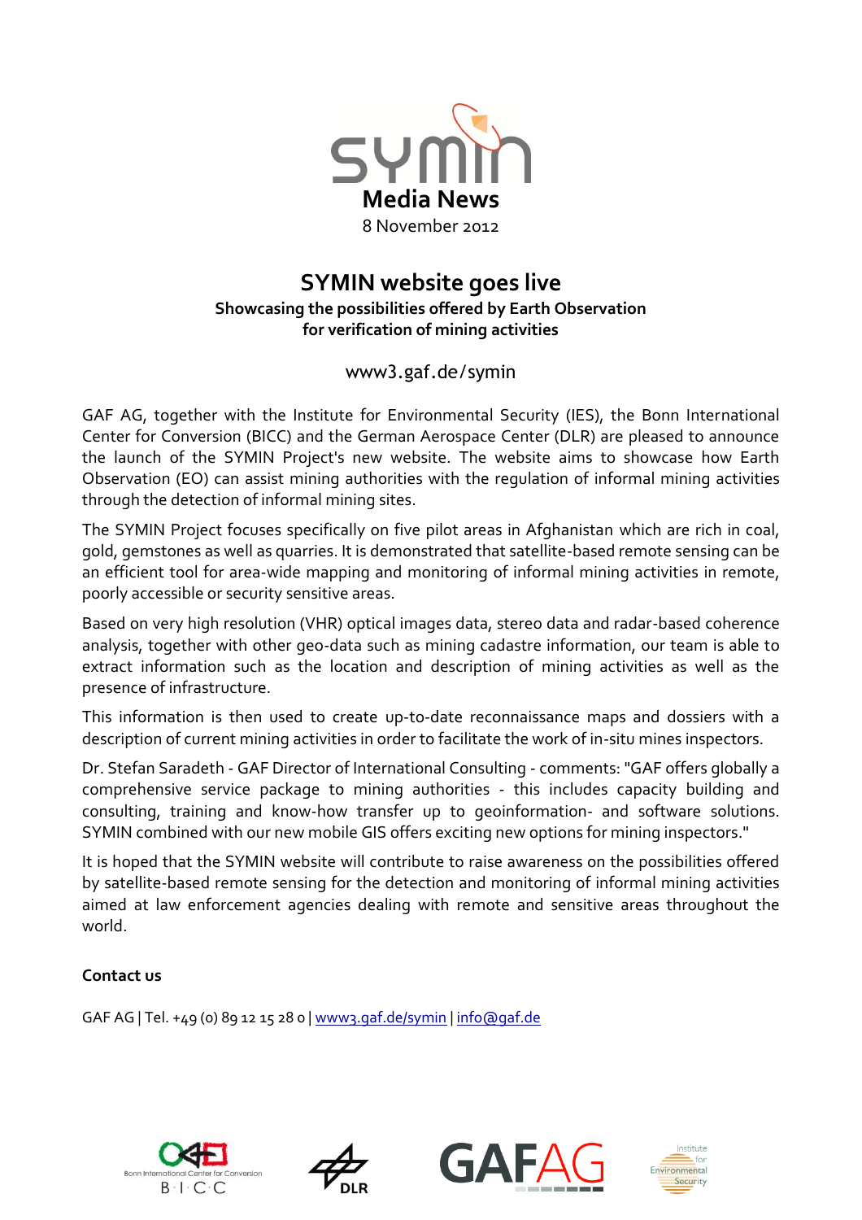symin

**Media News**

8 November 2012

# SYMIN website goes live

**Showcasing the possibilities offered by Earth Observation for verification of mining activities**

www3.gaf.de/symin

GAF AG, together with the Institute for Environmental Security (IES), the Bonn International Center for Conversion (BICC) and the German Aerospace Center (DLR) are pleased to announce the launch of the SYMIN Project's new website. The website aims to showcase how Earth Observation (EO) can assist mining authorities with the regulation of informal mining activities through the detection of informal mining sites.

The SYMIN Project focuses specifically on five pilot areas in Afghanistan which are rich in coal, gold, gemstones as well as quarries. It is demonstrated that satellite-based remote sensing can be an efficient tool for area-wide mapping and monitoring of informal mining activities in remote, poorly accessible or security sensitive areas.

Based on very high resolution (VHR) optical images data, stereo data and radar-based coherence analysis, together with other geo-data such as mining cadastre information, our team is able to extract information such as the location and description of mining activities as well as the presence of infrastructure.

This information is then used to create up-to-date reconnaissance maps and dossiers with a description of current mining activities in order to facilitate the work of in-situ mines inspectors.

Dr. Stefan Saradeth - GAF Director of International Consulting - comments: "GAF offers globally a comprehensive service package to mining authorities - this includes capacity building and consulting, training and know-how transfer up to geoinformation- and software solutions. SYMIN combined with our new mobile GIS offers exciting new options for mining inspectors."

It is hoped that the SYMIN website will contribute to raise awareness on the possibilities offered by satellite-based remote sensing for the detection and monitoring of informal mining activities aimed at law enforcement agencies dealing with remote and sensitive areas throughout the world.

**Contact us**

GAF AG | Tel. +49 (0) 89 12 15 28 0 | www3.gaf.de/symin | info@gaf.de

Bonn International Center for Conversion B·I·C·C | DLR | GAF AG | Institute for Environmental Security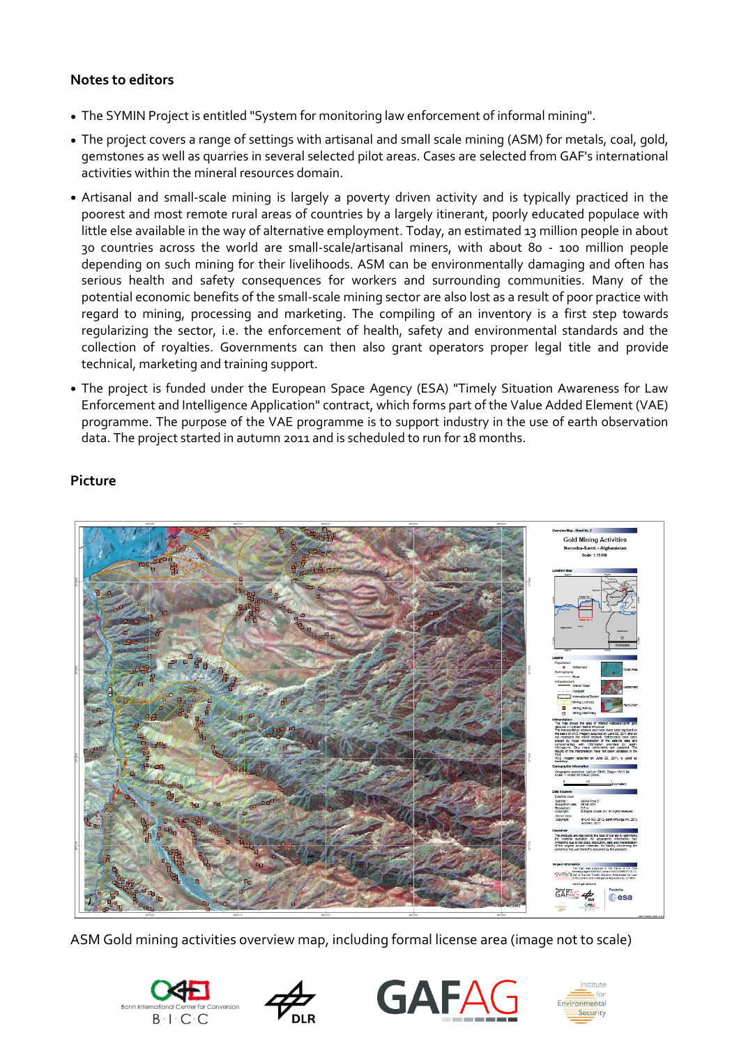## Notes to editors

- The SYMIN Project is entitled "System for monitoring law enforcement of informal mining".
- The project covers a range of settings with artisanal and small scale mining (ASM) for metals, coal, gold, gemstones as well as quarries in several selected pilot areas. Cases are selected from GAF's international activities within the mineral resources domain.
- Artisanal and small-scale mining is largely a poverty driven activity and is typically practiced in the poorest and most remote rural areas of countries by a largely itinerant, poorly educated populace with little else available in the way of alternative employment. Today, an estimated 13 million people in about 30 countries across the world are small-scale/artisanal miners, with about 80 - 100 million people depending on such mining for their livelihoods. ASM can be environmentally damaging and often has serious health and safety consequences for workers and surrounding communities. Many of the potential economic benefits of the small-scale mining sector are also lost as a result of poor practice with regard to mining, processing and marketing. The compiling of an inventory is a first step towards regularizing the sector, i.e. the enforcement of health, safety and environmental standards and the collection of royalties. Governments can then also grant operators proper legal title and provide technical, marketing and training support.
- The project is funded under the European Space Agency (ESA) "Timely Situation Awareness for Law Enforcement and Intelligence Application" contract, which forms part of the Value Added Element (VAE) programme. The purpose of the VAE programme is to support industry in the use of earth observation data. The project started in autumn 2011 and is scheduled to run for 18 months.

## Picture

ASM Gold mining activities overview map, including formal license area (image not to scale)

Bonn International Center for Conversion B·I·C·C

DLR

GAF AG

Institute for Environmental Security